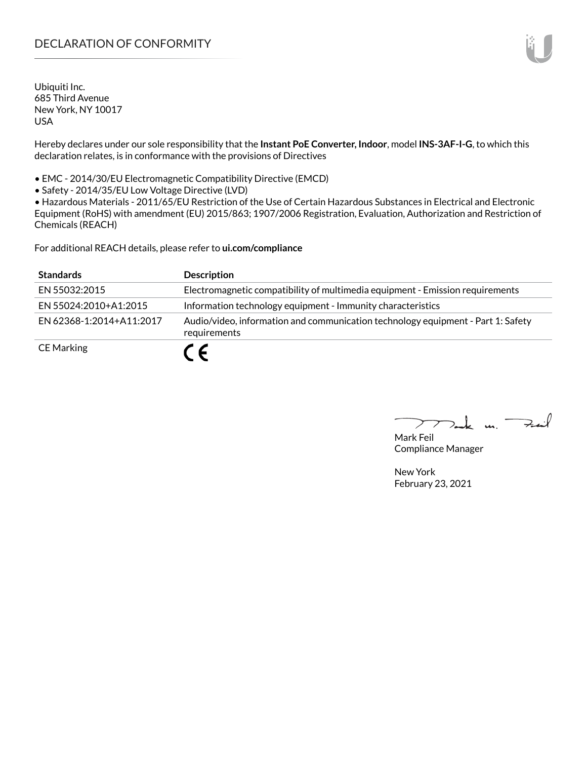# DECLARATION OF CONFORMITY

Ubiquiti Inc.
685 Third Avenue
New York, NY 10017
USA

Hereby declares under our sole responsibility that the **Instant PoE Converter, Indoor**, model **INS-3AF-I-G**, to which this declaration relates, is in conformance with the provisions of Directives

- EMC - 2014/30/EU Electromagnetic Compatibility Directive (EMCD)
- Safety - 2014/35/EU Low Voltage Directive (LVD)
- Hazardous Materials - 2011/65/EU Restriction of the Use of Certain Hazardous Substances in Electrical and Electronic Equipment (RoHS) with amendment (EU) 2015/863; 1907/2006 Registration, Evaluation, Authorization and Restriction of Chemicals (REACH)

For additional REACH details, please refer to **ui.com/compliance**

| Standards | Description |
| --- | --- |
| EN 55032:2015 | Electromagnetic compatibility of multimedia equipment - Emission requirements |
| EN 55024:2010+A1:2015 | Information technology equipment - Immunity characteristics |
| EN 62368-1:2014+A11:2017 | Audio/video, information and communication technology equipment - Part 1: Safety requirements |
| CE Marking | CE |

Mark Feil
Compliance Manager

New York
February 23, 2021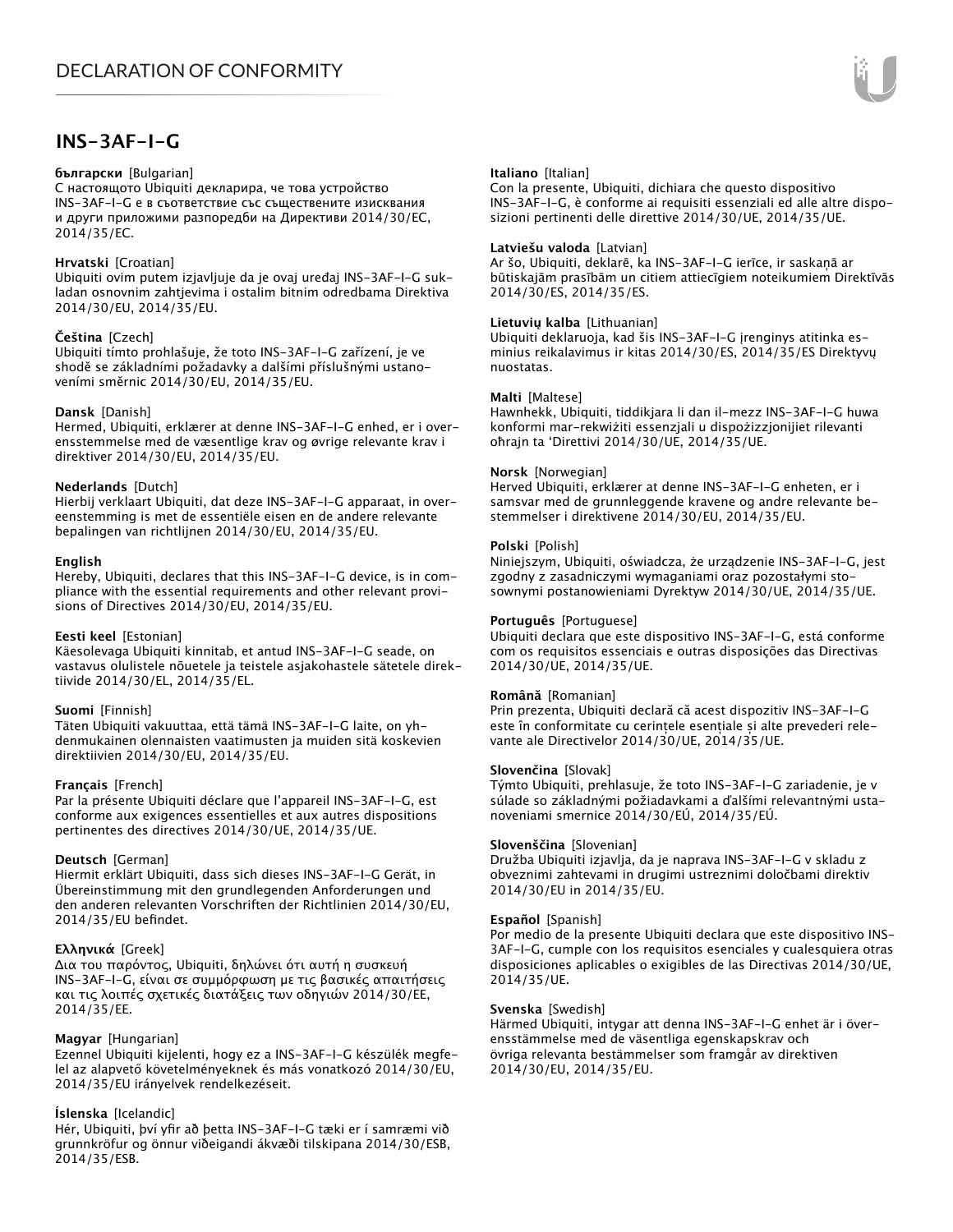// DECLARATION OF CONFORMITY

## INS-3AF-I-G

**български** [Bulgarian]
С настоящото Ubiquiti декларира, че това устройство INS-3AF-I-G е в съответствие със съществените изисквания и други приложими разпоредби на Директиви 2014/30/ЕС, 2014/35/ЕС.

**Hrvatski** [Croatian]
Ubiquiti ovim putem izjavljuje da je ovaj uređaj INS-3AF-I-G sukladan osnovnim zahtjevima i ostalim bitnim odredbama Direktiva 2014/30/EU, 2014/35/EU.

**Čeština** [Czech]
Ubiquiti tímto prohlašuje, že toto INS-3AF-I-G zařízení, je ve shodě se základními požadavky a dalšími příslušnými ustanoveními směrnic 2014/30/EU, 2014/35/EU.

**Dansk** [Danish]
Hermed, Ubiquiti, erklærer at denne INS-3AF-I-G enhed, er i overensstemmelse med de væsentlige krav og øvrige relevante krav i direktiver 2014/30/EU, 2014/35/EU.

**Nederlands** [Dutch]
Hierbij verklaart Ubiquiti, dat deze INS-3AF-I-G apparaat, in overeenstemming is met de essentiële eisen en de andere relevante bepalingen van richtlijnen 2014/30/EU, 2014/35/EU.

**English**
Hereby, Ubiquiti, declares that this INS-3AF-I-G device, is in compliance with the essential requirements and other relevant provisions of Directives 2014/30/EU, 2014/35/EU.

**Eesti keel** [Estonian]
Käesolevaga Ubiquiti kinnitab, et antud INS-3AF-I-G seade, on vastavus olulistele nõuetele ja teistele asjakohastele sätetele direktiivide 2014/30/EL, 2014/35/EL.

**Suomi** [Finnish]
Täten Ubiquiti vakuuttaa, että tämä INS-3AF-I-G laite, on yhdenmukainen olennaisten vaatimusten ja muiden sitä koskevien direktiivien 2014/30/EU, 2014/35/EU.

**Français** [French]
Par la présente Ubiquiti déclare que l'appareil INS-3AF-I-G, est conforme aux exigences essentielles et aux autres dispositions pertinentes des directives 2014/30/UE, 2014/35/UE.

**Deutsch** [German]
Hiermit erklärt Ubiquiti, dass sich dieses INS-3AF-I-G Gerät, in Übereinstimmung mit den grundlegenden Anforderungen und den anderen relevanten Vorschriften der Richtlinien 2014/30/EU, 2014/35/EU befindet.

**Ελληνικά** [Greek]
Δια του παρόντος, Ubiquiti, δηλώνει ότι αυτή η συσκευή INS-3AF-I-G, είναι σε συμμόρφωση με τις βασικές απαιτήσεις και τις λοιπές σχετικές διατάξεις των οδηγιών 2014/30/EE, 2014/35/EE.

**Magyar** [Hungarian]
Ezennel Ubiquiti kijelenti, hogy ez a INS-3AF-I-G készülék megfelel az alapvető követelményeknek és más vonatkozó 2014/30/EU, 2014/35/EU irányelvek rendelkezéseit.

**Íslenska** [Icelandic]
Hér, Ubiquiti, því yfir að þetta INS-3AF-I-G tæki er í samræmi við grunnkröfur og önnur viðeigandi ákvæði tilskipana 2014/30/ESB, 2014/35/ESB.

**Italiano** [Italian]
Con la presente, Ubiquiti, dichiara che questo dispositivo INS-3AF-I-G, è conforme ai requisiti essenziali ed alle altre disposizioni pertinenti delle direttive 2014/30/UE, 2014/35/UE.

**Latviešu valoda** [Latvian]
Ar šo, Ubiquiti, deklarē, ka INS-3AF-I-G ierīce, ir saskaņā ar būtiskajām prasībām un citiem attiecīgiem noteikumiem Direktīvās 2014/30/ES, 2014/35/ES.

**Lietuvių kalba** [Lithuanian]
Ubiquiti deklaruoja, kad šis INS-3AF-I-G įrenginys atitinka esminius reikalavimus ir kitas 2014/30/ES, 2014/35/ES Direktyvų nuostatas.

**Malti** [Maltese]
Hawnhekk, Ubiquiti, tiddikjara li dan il-mezz INS-3AF-I-G huwa konformi mar-rekwiżiti essenzjali u dispożizzjonijiet rilevanti oħrajn ta 'Direttivi 2014/30/UE, 2014/35/UE.

**Norsk** [Norwegian]
Herved Ubiquiti, erklærer at denne INS-3AF-I-G enheten, er i samsvar med de grunnleggende kravene og andre relevante bestemmelser i direktivene 2014/30/EU, 2014/35/EU.

**Polski** [Polish]
Niniejszym, Ubiquiti, oświadcza, że urządzenie INS-3AF-I-G, jest zgodny z zasadniczymi wymaganiami oraz pozostałymi stosownymi postanowieniami Dyrektyw 2014/30/UE, 2014/35/UE.

**Português** [Portuguese]
Ubiquiti declara que este dispositivo INS-3AF-I-G, está conforme com os requisitos essenciais e outras disposições das Directivas 2014/30/UE, 2014/35/UE.

**Română** [Romanian]
Prin prezenta, Ubiquiti declară că acest dispozitiv INS-3AF-I-G este în conformitate cu cerințele esențiale și alte prevederi relevante ale Directivelor 2014/30/UE, 2014/35/UE.

**Slovenčina** [Slovak]
Týmto Ubiquiti, prehlasuje, že toto INS-3AF-I-G zariadenie, je v súlade so základnými požiadavkami a ďalšími relevantnými ustanoveniami smernice 2014/30/EÚ, 2014/35/EÚ.

**Slovenščina** [Slovenian]
Družba Ubiquiti izjavlja, da je naprava INS-3AF-I-G v skladu z obveznimi zahtevami in drugimi ustreznimi določbami direktiv 2014/30/EU in 2014/35/EU.

**Español** [Spanish]
Por medio de la presente Ubiquiti declara que este dispositivo INS-3AF-I-G, cumple con los requisitos esenciales y cualesquiera otras disposiciones aplicables o exigibles de las Directivas 2014/30/UE, 2014/35/UE.

**Svenska** [Swedish]
Härmed Ubiquiti, intygar att denna INS-3AF-I-G enhet är i överensstämmelse med de väsentliga egenskapskrav och övriga relevanta bestämmelser som framgår av direktiven 2014/30/EU, 2014/35/EU.